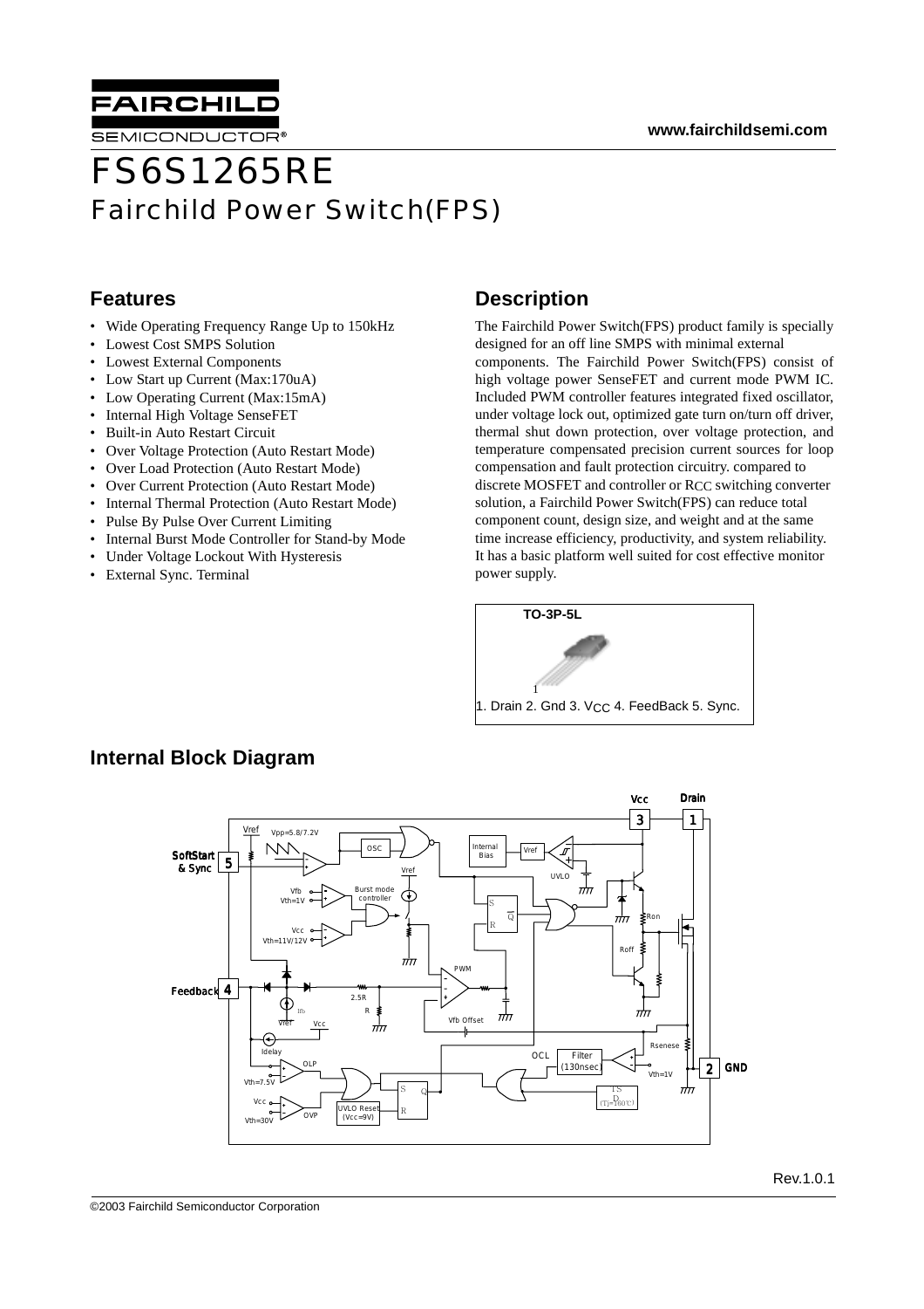www.fairchildsemi.com

# FS6S1265RE

## Fairchild Power Switch(FPS)

### Features

- Wide Operating Frequency Range Up to 150kHz
- Lowest Cost SMPS Solution
- Lowest External Components
- Low Start up Current (Max:170uA)
- Low Operating Current (Max:15mA)
- Internal High Voltage SenseFET
- Built-in Auto Restart Circuit
- Over Voltage Protection (Auto Restart Mode)
- Over Load Protection (Auto Restart Mode)
- Over Current Protection (Auto Restart Mode)
- Internal Thermal Protection (Auto Restart Mode)
- Pulse By Pulse Over Current Limiting
- Internal Burst Mode Controller for Stand-by Mode
- Under Voltage Lockout With Hysteresis
- External Sync. Terminal

### Description

The Fairchild Power Switch(FPS) product family is specially designed for an off line SMPS with minimal external components. The Fairchild Power Switch(FPS) consist of high voltage power SenseFET and current mode PWM IC. Included PWM controller features integrated fixed oscillator, under voltage lock out, optimized gate turn on/turn off driver, thermal shut down protection, over voltage protection, and temperature compensated precision current sources for loop compensation and fault protection circuitry. compared to discrete MOSFET and controller or $R_{CC}$ switching converter solution, a Fairchild Power Switch(FPS) can reduce total component count, design size, and weight and at the same time increase efficiency, productivity, and system reliability. It has a basic platform well suited for cost effective monitor power supply.

TO-3P-5L

1. Drain 2. Gnd 3. $V_{CC}$ 4. FeedBack 5. Sync.

### Internal Block Diagram

Rev.1.0.1

©2003 Fairchild Semiconductor Corporation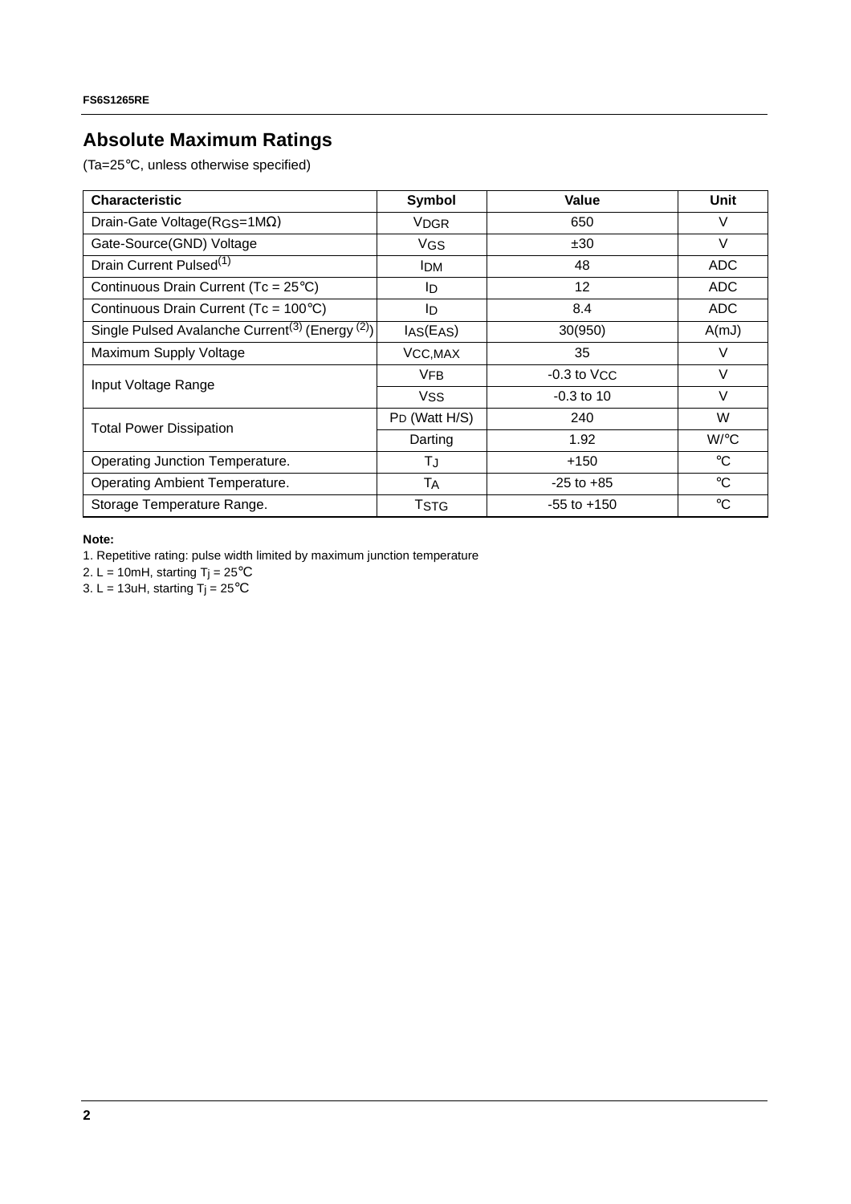## Absolute Maximum Ratings

(Ta=25°C, unless otherwise specified)

| Characteristic | Symbol | Value | Unit |
|---|---|---|---|
| Drain-Gate Voltage($R_{GS}$=1MΩ) | $V_{DGR}$ | 650 | V |
| Gate-Source(GND) Voltage | $V_{GS}$ | ±30 | V |
| Drain Current Pulsed[1] | $I_{DM}$ | 48 | ADC |
| Continuous Drain Current (Tc = 25°C) | $I_D$ | 12 | ADC |
| Continuous Drain Current (Tc = 100°C) | $I_D$ | 8.4 | ADC |
| Single Pulsed Avalanche Current[3] (Energy [2]) | $I_{AS}(E_{AS})$ | 30(950) | A(mJ) |
| Maximum Supply Voltage | $V_{CC,MAX}$ | 35 | V |
| Input Voltage Range | $V_{FB}$ | -0.3 to $V_{CC}$ | V |
| | $V_{SS}$ | -0.3 to 10 | V |
| Total Power Dissipation | $P_D$ (Watt H/S) | 240 | W |
| | Darting | 1.92 | W/°C |
| Operating Junction Temperature. | $T_J$ | +150 | °C |
| Operating Ambient Temperature. | $T_A$ | -25 to +85 | °C |
| Storage Temperature Range. | $T_{STG}$ | -55 to +150 | °C |

**Note:**

1. Repetitive rating: pulse width limited by maximum junction temperature
2. L = 10mH, starting $T_j$ = 25°C
3. L = 13uH, starting $T_j$ = 25°C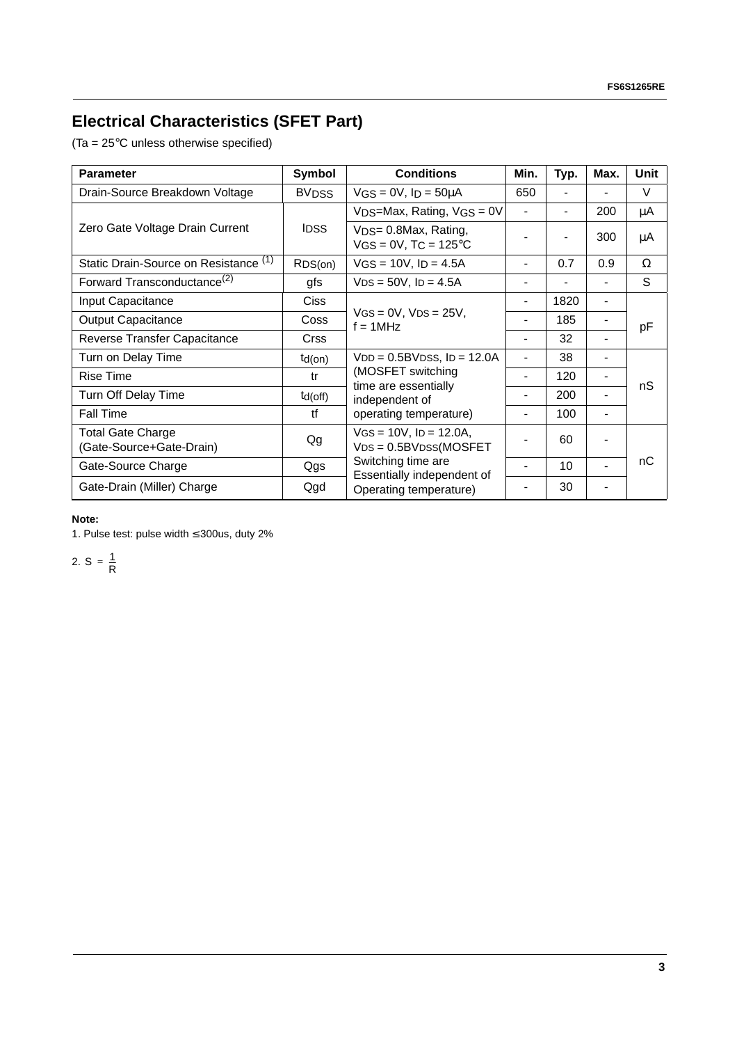## Electrical Characteristics (SFET Part)

(Ta = 25°C unless otherwise specified)

| Parameter | Symbol | Conditions | Min. | Typ. | Max. | Unit |
|---|---|---|---|---|---|---|
| Drain-Source Breakdown Voltage | $BV_{DSS}$ | $V_{GS}$ = 0V, $I_D$ = 50μA | 650 | - | - | V |
| Zero Gate Voltage Drain Current | $I_{DSS}$ | $V_{DS}$=Max, Rating, $V_{GS}$ = 0V | - | - | 200 | μA |
| | | $V_{DS}$= 0.8Max, Rating, $V_{GS}$ = 0V, $T_C$ = 125°C | - | - | 300 | μA |
| Static Drain-Source on Resistance (1) | $R_{DS(on)}$ | $V_{GS}$ = 10V, $I_D$ = 4.5A | - | 0.7 | 0.9 | Ω |
| Forward Transconductance(2) | gfs | $V_{DS}$ = 50V, $I_D$ = 4.5A | - | - | - | S |
| Input Capacitance | Ciss | $V_{GS}$ = 0V, $V_{DS}$ = 25V, f = 1MHz | - | 1820 | - | pF |
| Output Capacitance | Coss | | - | 185 | - | |
| Reverse Transfer Capacitance | Crss | | - | 32 | - | |
| Turn on Delay Time | $t_{d(on)}$ | $V_{DD}$ = 0.5BVDSS, $I_D$ = 12.0A (MOSFET switching time are essentially independent of operating temperature) | - | 38 | - | nS |
| Rise Time | tr | | - | 120 | - | |
| Turn Off Delay Time | $t_{d(off)}$ | | - | 200 | - | |
| Fall Time | tf | | - | 100 | - | |
| Total Gate Charge (Gate-Source+Gate-Drain) | Qg | $V_{GS}$ = 10V, $I_D$ = 12.0A, $V_{DS}$ = 0.5BVDSS(MOSFET Switching time are Essentially independent of Operating temperature) | - | 60 | - | nC |
| Gate-Source Charge | Qgs | | - | 10 | - | |
| Gate-Drain (Miller) Charge | Qgd | | - | 30 | - | |

**Note:**

1. Pulse test: pulse width ≤ 300us, duty 2%

2. $S = \frac{1}{R}$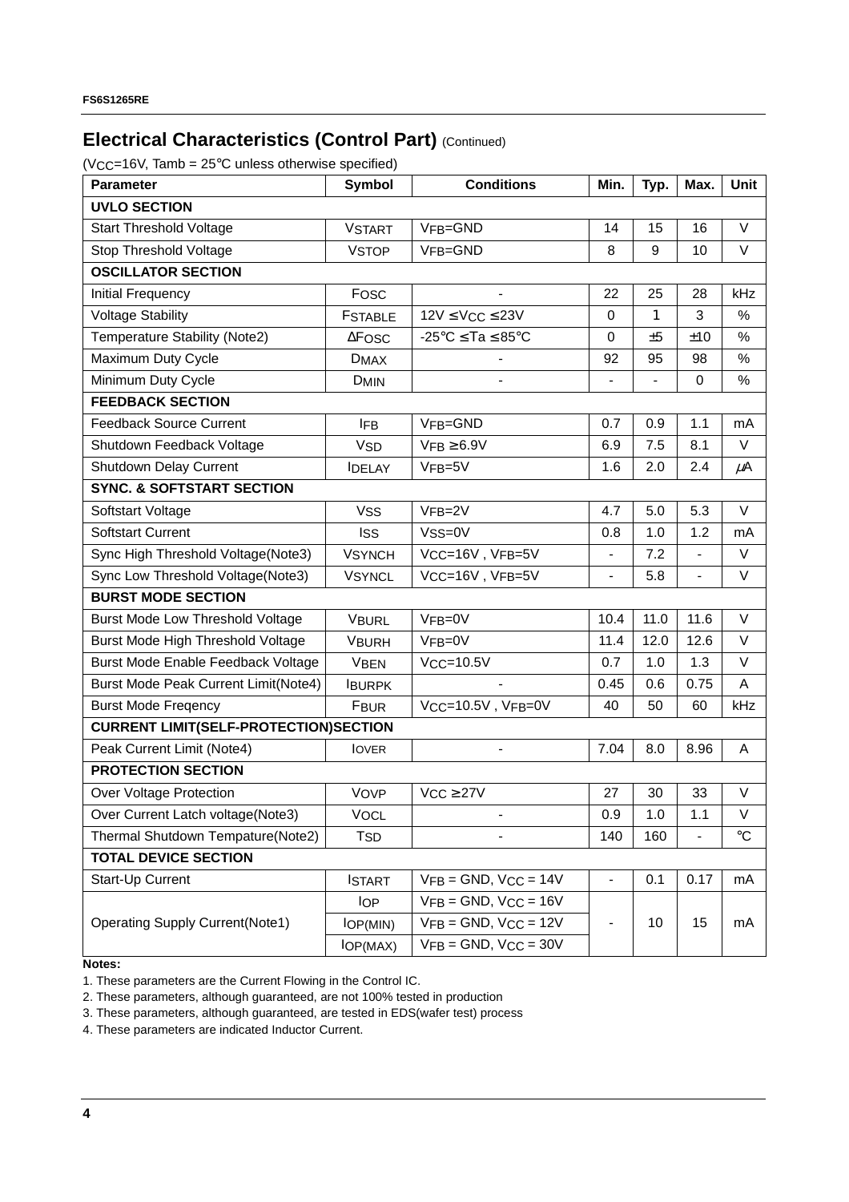## Electrical Characteristics (Control Part) (Continued)

($V_{CC}$=16V, Tamb = 25°C unless otherwise specified)

| Parameter | Symbol | Conditions | Min. | Typ. | Max. | Unit |
|---|---|---|---|---|---|---|
| **UVLO SECTION** | | | | | | |
| Start Threshold Voltage | $V_{START}$ | $V_{FB}$=GND | 14 | 15 | 16 | V |
| Stop Threshold Voltage | $V_{STOP}$ | $V_{FB}$=GND | 8 | 9 | 10 | V |
| **OSCILLATOR SECTION** | | | | | | |
| Initial Frequency | $F_{OSC}$ | - | 22 | 25 | 28 | kHz |
| Voltage Stability | $F_{STABLE}$ | 12V ≤ $V_{CC}$ ≤ 23V | 0 | 1 | 3 | % |
| Temperature Stability (Note2) | $\Delta F_{OSC}$ | -25°C ≤ Ta ≤ 85°C | 0 | ±5 | ±10 | % |
| Maximum Duty Cycle | $D_{MAX}$ | - | 92 | 95 | 98 | % |
| Minimum Duty Cycle | $D_{MIN}$ | - | - | - | 0 | % |
| **FEEDBACK SECTION** | | | | | | |
| Feedback Source Current | $I_{FB}$ | $V_{FB}$=GND | 0.7 | 0.9 | 1.1 | mA |
| Shutdown Feedback Voltage | $V_{SD}$ | $V_{FB}$ ≥ 6.9V | 6.9 | 7.5 | 8.1 | V |
| Shutdown Delay Current | $I_{DELAY}$ | $V_{FB}$=5V | 1.6 | 2.0 | 2.4 | μA |
| **SYNC. & SOFTSTART SECTION** | | | | | | |
| Softstart Voltage | $V_{SS}$ | $V_{FB}$=2V | 4.7 | 5.0 | 5.3 | V |
| Softstart Current | $I_{SS}$ | $V_{SS}$=0V | 0.8 | 1.0 | 1.2 | mA |
| Sync High Threshold Voltage(Note3) | $V_{SYNCH}$ | $V_{CC}$=16V , $V_{FB}$=5V | - | 7.2 | - | V |
| Sync Low Threshold Voltage(Note3) | $V_{SYNCL}$ | $V_{CC}$=16V , $V_{FB}$=5V | - | 5.8 | - | V |
| **BURST MODE SECTION** | | | | | | |
| Burst Mode Low Threshold Voltage | $V_{BURL}$ | $V_{FB}$=0V | 10.4 | 11.0 | 11.6 | V |
| Burst Mode High Threshold Voltage | $V_{BURH}$ | $V_{FB}$=0V | 11.4 | 12.0 | 12.6 | V |
| Burst Mode Enable Feedback Voltage | $V_{BEN}$ | $V_{CC}$=10.5V | 0.7 | 1.0 | 1.3 | V |
| Burst Mode Peak Current Limit(Note4) | $I_{BURPK}$ | - | 0.45 | 0.6 | 0.75 | A |
| Burst Mode Freqency | $F_{BUR}$ | $V_{CC}$=10.5V , $V_{FB}$=0V | 40 | 50 | 60 | kHz |
| **CURRENT LIMIT(SELF-PROTECTION)SECTION** | | | | | | |
| Peak Current Limit (Note4) | $I_{OVER}$ | - | 7.04 | 8.0 | 8.96 | A |
| **PROTECTION SECTION** | | | | | | |
| Over Voltage Protection | $V_{OVP}$ | $V_{CC}$ ≥ 27V | 27 | 30 | 33 | V |
| Over Current Latch voltage(Note3) | $V_{OCL}$ | - | 0.9 | 1.0 | 1.1 | V |
| Thermal Shutdown Tempature(Note2) | $T_{SD}$ | - | 140 | 160 | - | °C |
| **TOTAL DEVICE SECTION** | | | | | | |
| Start-Up Current | $I_{START}$ | $V_{FB}$ = GND, $V_{CC}$ = 14V | - | 0.1 | 0.17 | mA |
| Operating Supply Current(Note1) | $I_{OP}$ | $V_{FB}$ = GND, $V_{CC}$ = 16V | - | 10 | 15 | mA |
| | $I_{OP(MIN)}$ | $V_{FB}$ = GND, $V_{CC}$ = 12V | | | | |
| | $I_{OP(MAX)}$ | $V_{FB}$ = GND, $V_{CC}$ = 30V | | | | |

**Notes:**

1. These parameters are the Current Flowing in the Control IC.
2. These parameters, although guaranteed, are not 100% tested in production
3. These parameters, although guaranteed, are tested in EDS(wafer test) process
4. These parameters are indicated Inductor Current.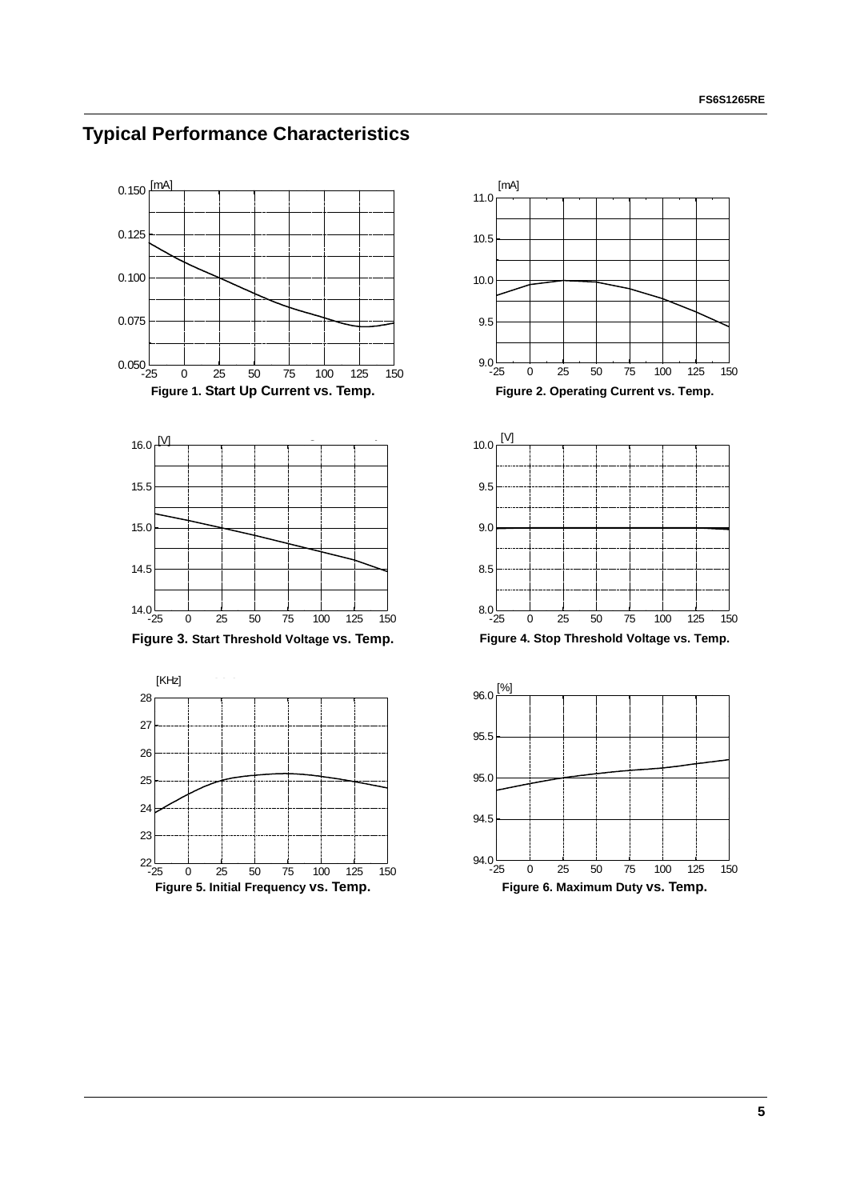## Typical Performance Characteristics

Figure 1. Start Up Current vs. Temp.

Figure 2. Operating Current vs. Temp.

Figure 3. Start Threshold Voltage vs. Temp.

Figure 4. Stop Threshold Voltage vs. Temp.

Figure 5. Initial Frequency vs. Temp.

Figure 6. Maximum Duty vs. Temp.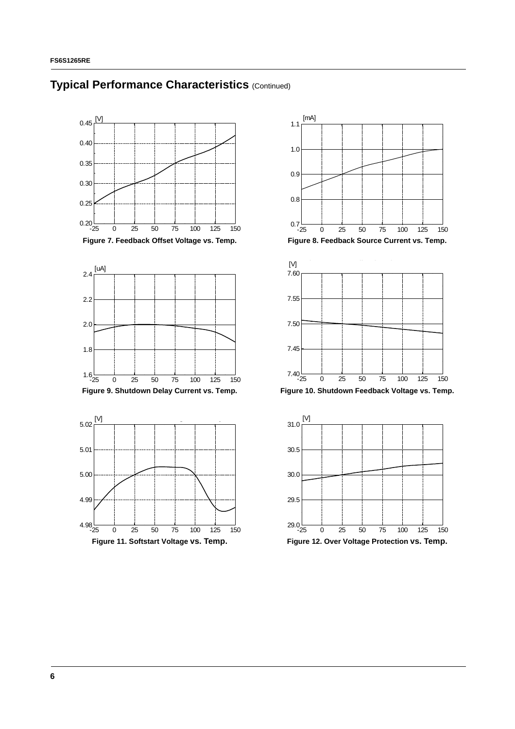## Typical Performance Characteristics (Continued)

Figure 7. Feedback Offset Voltage vs. Temp.

Figure 8. Feedback Source Current vs. Temp.

Figure 9. Shutdown Delay Current vs. Temp.

Figure 10. Shutdown Feedback Voltage vs. Temp.

Figure 11. Softstart Voltage vs. Temp.

Figure 12. Over Voltage Protection vs. Temp.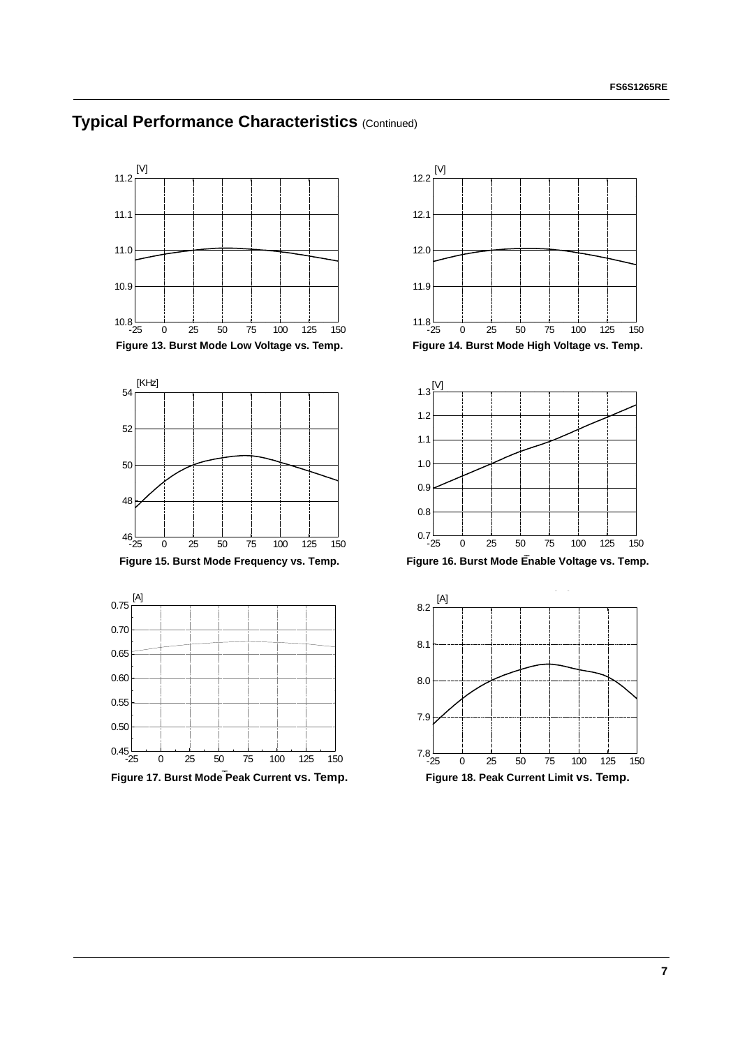## Typical Performance Characteristics (Continued)

Figure 13. Burst Mode Low Voltage vs. Temp.

Figure 14. Burst Mode High Voltage vs. Temp.

Figure 15. Burst Mode Frequency vs. Temp.

Figure 16. Burst Mode Enable Voltage vs. Temp.

Figure 17. Burst Mode Peak Current vs. Temp.

Figure 18. Peak Current Limit vs. Temp.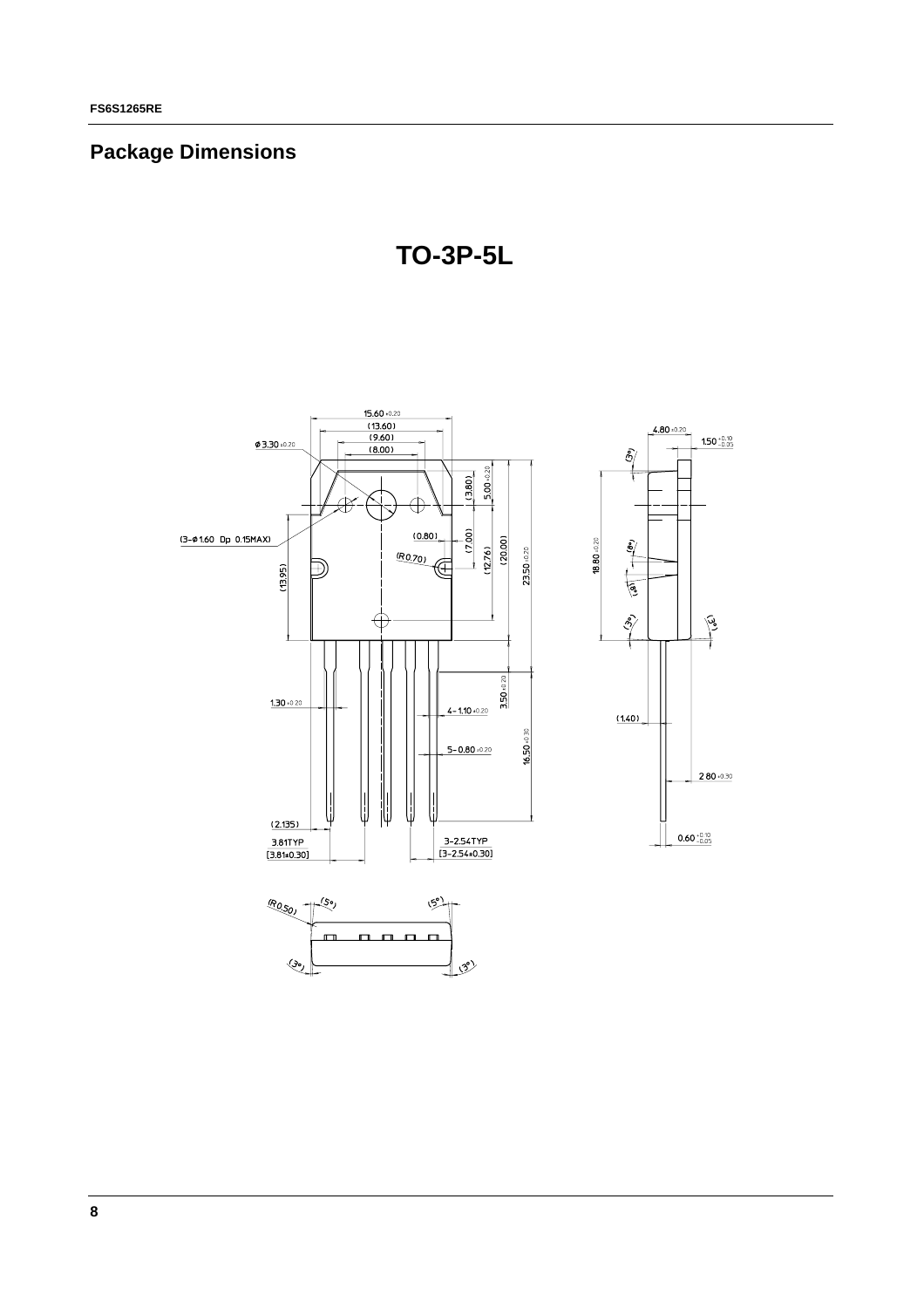## Package Dimensions

**TO-3P-5L**

15.60 ±0.20
(13.60)
(9.60)
(8.00)
φ3.30 ±0.20
(3.80)
5.00 ±0.20
(3–φ1.60 Dp 0.15MAX)
(0.80)
(7.00)
(R0.70)
(12.76)
(20.00)
23.50 ±0.20
(13.95)
3.50 ±0.20
1.30 ±0.20
4–1.10 ±0.20
5–0.80 ±0.20
16.50 ±0.30
(2.135)
3.81TYP
[3.81±0.30]
3–2.54TYP
[3–2.54±0.30]

4.80 ±0.20
1.50 +0.10 −0.05
(3°)
18.80 ±0.20
(8°)
(8°)
(3°)
(3°)
(1.40)
2.80 ±0.30
0.60 +0.10 −0.05

(R0.50)
(5°)
(5°)
(3°)
(3°)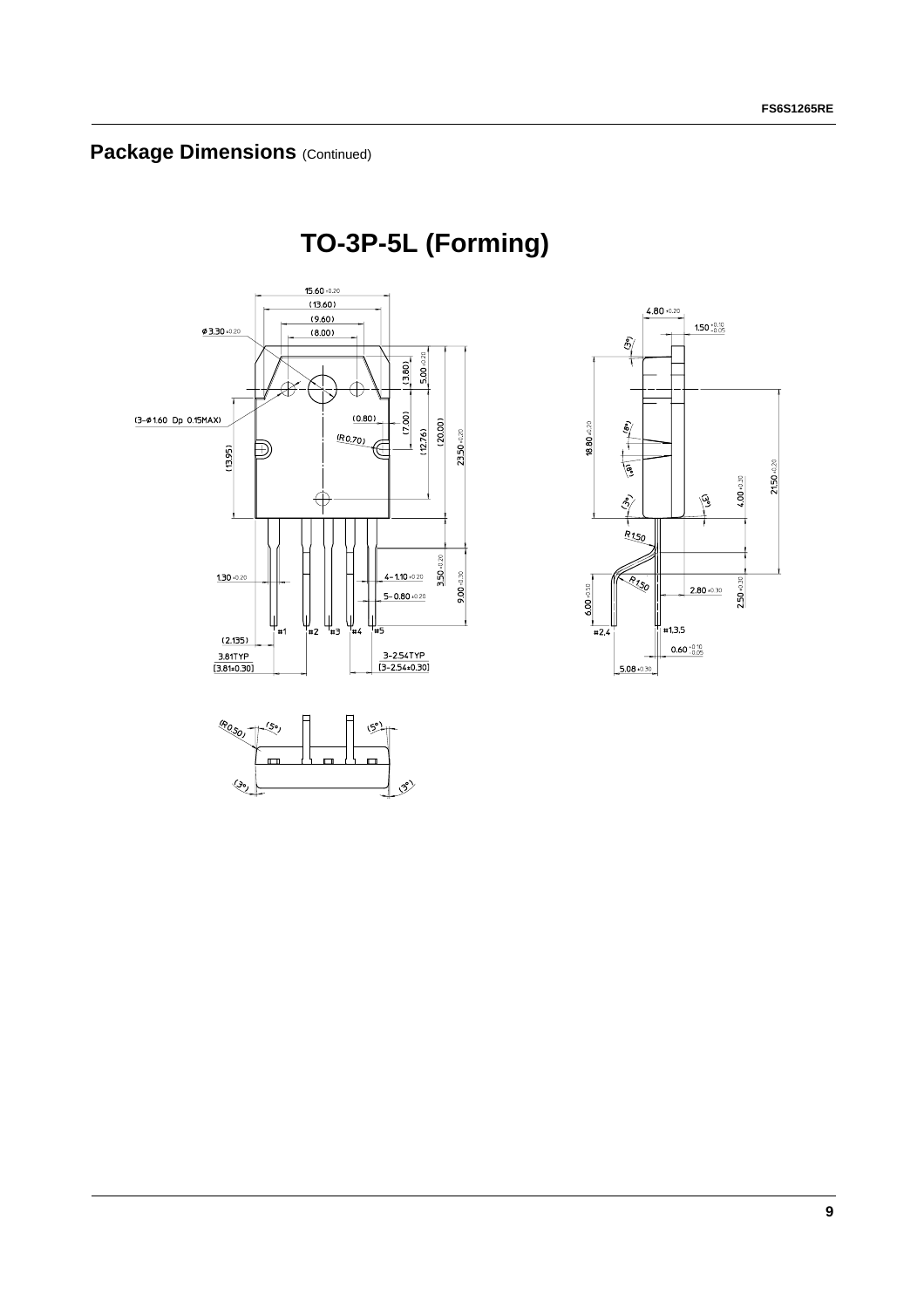## Package Dimensions (Continued)

# TO-3P-5L (Forming)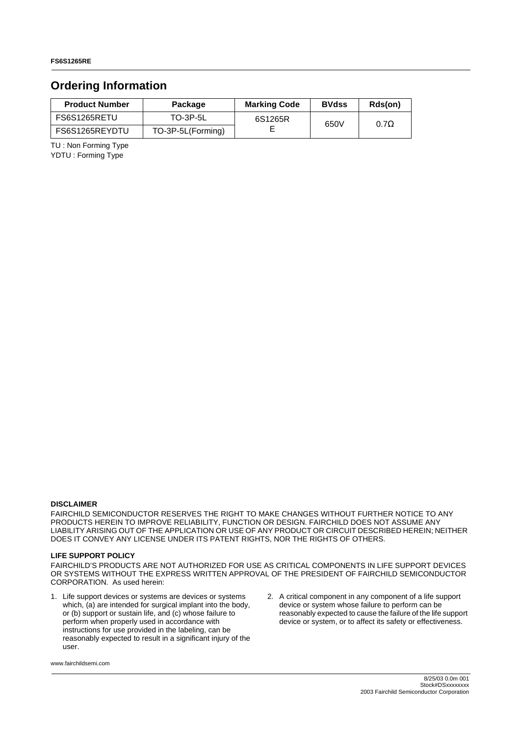## Ordering Information

| Product Number | Package | Marking Code | BVdss | Rds(on) |
|---|---|---|---|---|
| FS6S1265RETU | TO-3P-5L | 6S1265RE | 650V | 0.7Ω |
| FS6S1265REYDTU | TO-3P-5L(Forming) | | | |

TU : Non Forming Type
YDTU : Forming Type

**DISCLAIMER**

FAIRCHILD SEMICONDUCTOR RESERVES THE RIGHT TO MAKE CHANGES WITHOUT FURTHER NOTICE TO ANY PRODUCTS HEREIN TO IMPROVE RELIABILITY, FUNCTION OR DESIGN. FAIRCHILD DOES NOT ASSUME ANY LIABILITY ARISING OUT OF THE APPLICATION OR USE OF ANY PRODUCT OR CIRCUIT DESCRIBED HEREIN; NEITHER DOES IT CONVEY ANY LICENSE UNDER ITS PATENT RIGHTS, NOR THE RIGHTS OF OTHERS.

**LIFE SUPPORT POLICY**

FAIRCHILD'S PRODUCTS ARE NOT AUTHORIZED FOR USE AS CRITICAL COMPONENTS IN LIFE SUPPORT DEVICES OR SYSTEMS WITHOUT THE EXPRESS WRITTEN APPROVAL OF THE PRESIDENT OF FAIRCHILD SEMICONDUCTOR CORPORATION. As used herein:

1. Life support devices or systems are devices or systems which, (a) are intended for surgical implant into the body, or (b) support or sustain life, and (c) whose failure to perform when properly used in accordance with instructions for use provided in the labeling, can be reasonably expected to result in a significant injury of the user.
2. A critical component in any component of a life support device or system whose failure to perform can be reasonably expected to cause the failure of the life support device or system, or to affect its safety or effectiveness.

www.fairchildsemi.com

8/25/03 0.0m 001
Stock#DSxxxxxxxx
2003 Fairchild Semiconductor Corporation